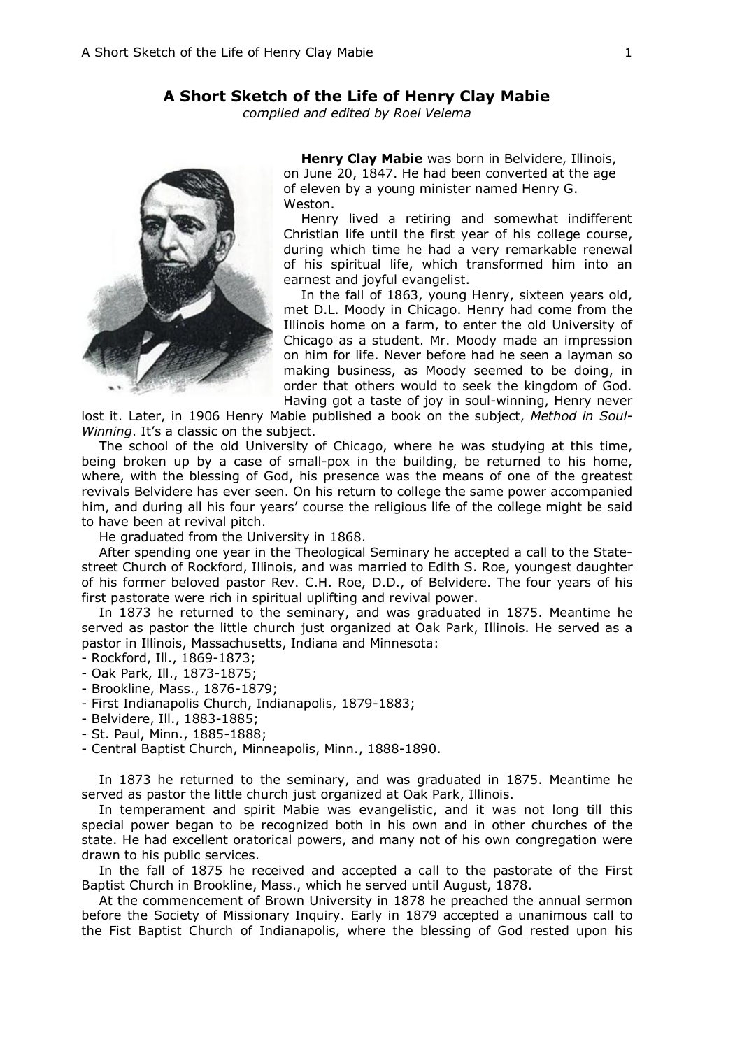# A Short Sketch of the Life of Henry Clay Mabie

*compiled and edited by Roel Velema*

**Henry Clay Mabie** was born in Belvidere, Illinois, on June 20, 1847. He had been converted at the age of eleven by a young minister named Henry G. Weston.

Henry lived a retiring and somewhat indifferent Christian life until the first year of his college course, during which time he had a very remarkable renewal of his spiritual life, which transformed him into an earnest and joyful evangelist.

In the fall of 1863, young Henry, sixteen years old, met D.L. Moody in Chicago. Henry had come from the Illinois home on a farm, to enter the old University of Chicago as a student. Mr. Moody made an impression on him for life. Never before had he seen a layman so making business, as Moody seemed to be doing, in order that others would to seek the kingdom of God. Having got a taste of joy in soul-winning, Henry never lost it. Later, in 1906 Henry Mabie published a book on the subject, *Method in Soul-Winning*. It's a classic on the subject.

The school of the old University of Chicago, where he was studying at this time, being broken up by a case of small-pox in the building, be returned to his home, where, with the blessing of God, his presence was the means of one of the greatest revivals Belvidere has ever seen. On his return to college the same power accompanied him, and during all his four years' course the religious life of the college might be said to have been at revival pitch.

He graduated from the University in 1868.

After spending one year in the Theological Seminary he accepted a call to the State-street Church of Rockford, Illinois, and was married to Edith S. Roe, youngest daughter of his former beloved pastor Rev. C.H. Roe, D.D., of Belvidere. The four years of his first pastorate were rich in spiritual uplifting and revival power.

In 1873 he returned to the seminary, and was graduated in 1875. Meantime he served as pastor the little church just organized at Oak Park, Illinois. He served as a pastor in Illinois, Massachusetts, Indiana and Minnesota:

- Rockford, Ill., 1869-1873;
- Oak Park, Ill., 1873-1875;
- Brookline, Mass., 1876-1879;
- First Indianapolis Church, Indianapolis, 1879-1883;
- Belvidere, Ill., 1883-1885;
- St. Paul, Minn., 1885-1888;
- Central Baptist Church, Minneapolis, Minn., 1888-1890.

In 1873 he returned to the seminary, and was graduated in 1875. Meantime he served as pastor the little church just organized at Oak Park, Illinois.

In temperament and spirit Mabie was evangelistic, and it was not long till this special power began to be recognized both in his own and in other churches of the state. He had excellent oratorical powers, and many not of his own congregation were drawn to his public services.

In the fall of 1875 he received and accepted a call to the pastorate of the First Baptist Church in Brookline, Mass., which he served until August, 1878.

At the commencement of Brown University in 1878 he preached the annual sermon before the Society of Missionary Inquiry. Early in 1879 accepted a unanimous call to the Fist Baptist Church of Indianapolis, where the blessing of God rested upon his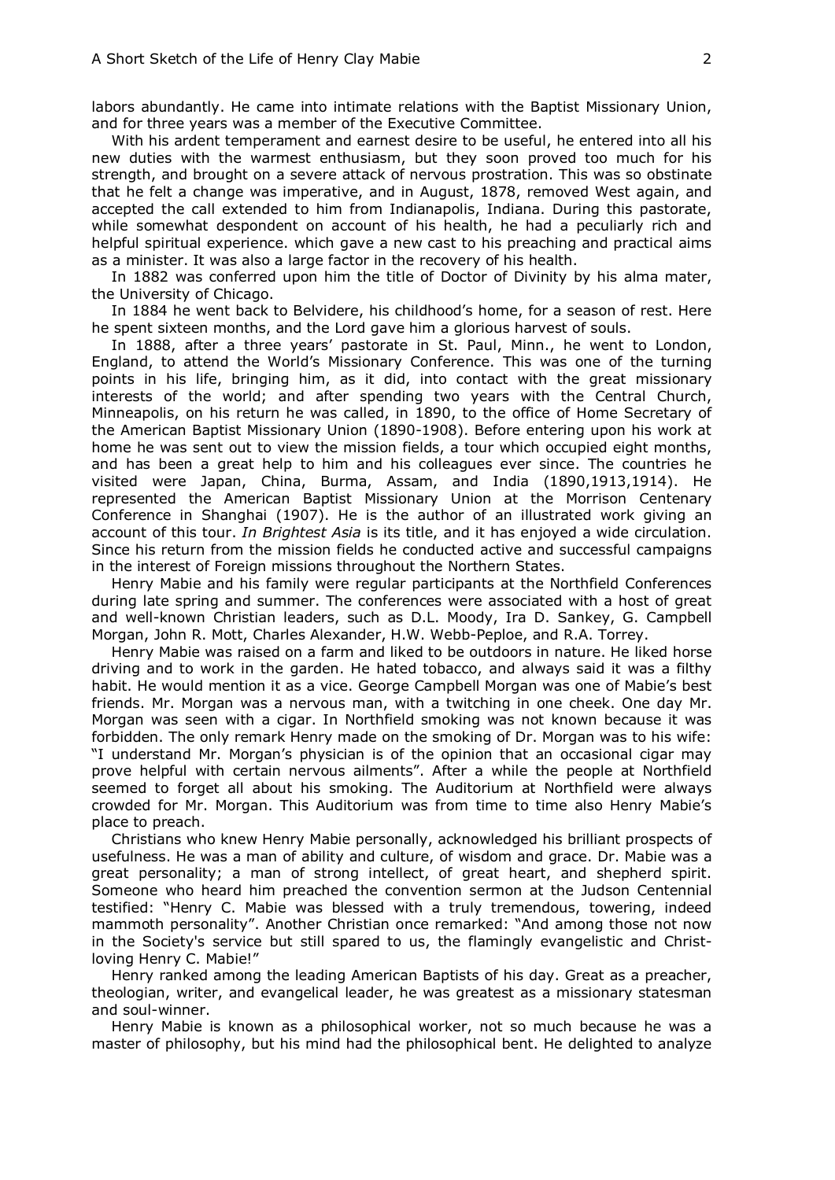labors abundantly. He came into intimate relations with the Baptist Missionary Union, and for three years was a member of the Executive Committee.

With his ardent temperament and earnest desire to be useful, he entered into all his new duties with the warmest enthusiasm, but they soon proved too much for his strength, and brought on a severe attack of nervous prostration. This was so obstinate that he felt a change was imperative, and in August, 1878, removed West again, and accepted the call extended to him from Indianapolis, Indiana. During this pastorate, while somewhat despondent on account of his health, he had a peculiarly rich and helpful spiritual experience. which gave a new cast to his preaching and practical aims as a minister. It was also a large factor in the recovery of his health.

In 1882 was conferred upon him the title of Doctor of Divinity by his alma mater, the University of Chicago.

In 1884 he went back to Belvidere, his childhood's home, for a season of rest. Here he spent sixteen months, and the Lord gave him a glorious harvest of souls.

In 1888, after a three years' pastorate in St. Paul, Minn., he went to London, England, to attend the World's Missionary Conference. This was one of the turning points in his life, bringing him, as it did, into contact with the great missionary interests of the world; and after spending two years with the Central Church, Minneapolis, on his return he was called, in 1890, to the office of Home Secretary of the American Baptist Missionary Union (1890-1908). Before entering upon his work at home he was sent out to view the mission fields, a tour which occupied eight months, and has been a great help to him and his colleagues ever since. The countries he visited were Japan, China, Burma, Assam, and India (1890,1913,1914). He represented the American Baptist Missionary Union at the Morrison Centenary Conference in Shanghai (1907). He is the author of an illustrated work giving an account of this tour. *In Brightest Asia* is its title, and it has enjoyed a wide circulation. Since his return from the mission fields he conducted active and successful campaigns in the interest of Foreign missions throughout the Northern States.

Henry Mabie and his family were regular participants at the Northfield Conferences during late spring and summer. The conferences were associated with a host of great and well-known Christian leaders, such as D.L. Moody, Ira D. Sankey, G. Campbell Morgan, John R. Mott, Charles Alexander, H.W. Webb-Peploe, and R.A. Torrey.

Henry Mabie was raised on a farm and liked to be outdoors in nature. He liked horse driving and to work in the garden. He hated tobacco, and always said it was a filthy habit. He would mention it as a vice. George Campbell Morgan was one of Mabie's best friends. Mr. Morgan was a nervous man, with a twitching in one cheek. One day Mr. Morgan was seen with a cigar. In Northfield smoking was not known because it was forbidden. The only remark Henry made on the smoking of Dr. Morgan was to his wife: "I understand Mr. Morgan's physician is of the opinion that an occasional cigar may prove helpful with certain nervous ailments". After a while the people at Northfield seemed to forget all about his smoking. The Auditorium at Northfield were always crowded for Mr. Morgan. This Auditorium was from time to time also Henry Mabie's place to preach.

Christians who knew Henry Mabie personally, acknowledged his brilliant prospects of usefulness. He was a man of ability and culture, of wisdom and grace. Dr. Mabie was a great personality; a man of strong intellect, of great heart, and shepherd spirit. Someone who heard him preached the convention sermon at the Judson Centennial testified: "Henry C. Mabie was blessed with a truly tremendous, towering, indeed mammoth personality". Another Christian once remarked: "And among those not now in the Society's service but still spared to us, the flamingly evangelistic and Christ-loving Henry C. Mabie!"

Henry ranked among the leading American Baptists of his day. Great as a preacher, theologian, writer, and evangelical leader, he was greatest as a missionary statesman and soul-winner.

Henry Mabie is known as a philosophical worker, not so much because he was a master of philosophy, but his mind had the philosophical bent. He delighted to analyze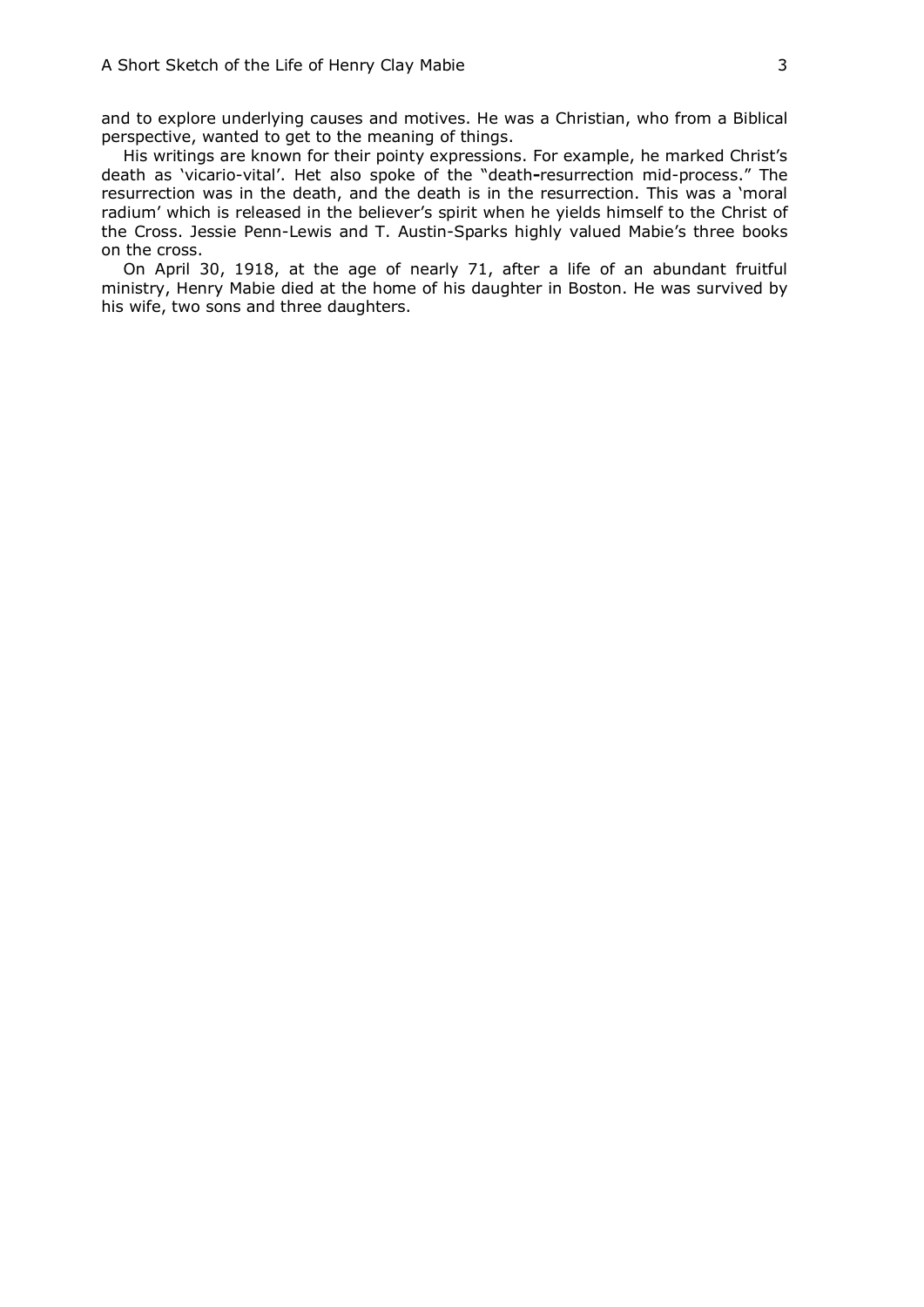and to explore underlying causes and motives. He was a Christian, who from a Biblical perspective, wanted to get to the meaning of things.

His writings are known for their pointy expressions. For example, he marked Christ's death as 'vicario-vital'. Het also spoke of the "death-resurrection mid-process." The resurrection was in the death, and the death is in the resurrection. This was a 'moral radium' which is released in the believer's spirit when he yields himself to the Christ of the Cross. Jessie Penn-Lewis and T. Austin-Sparks highly valued Mabie's three books on the cross.

On April 30, 1918, at the age of nearly 71, after a life of an abundant fruitful ministry, Henry Mabie died at the home of his daughter in Boston. He was survived by his wife, two sons and three daughters.